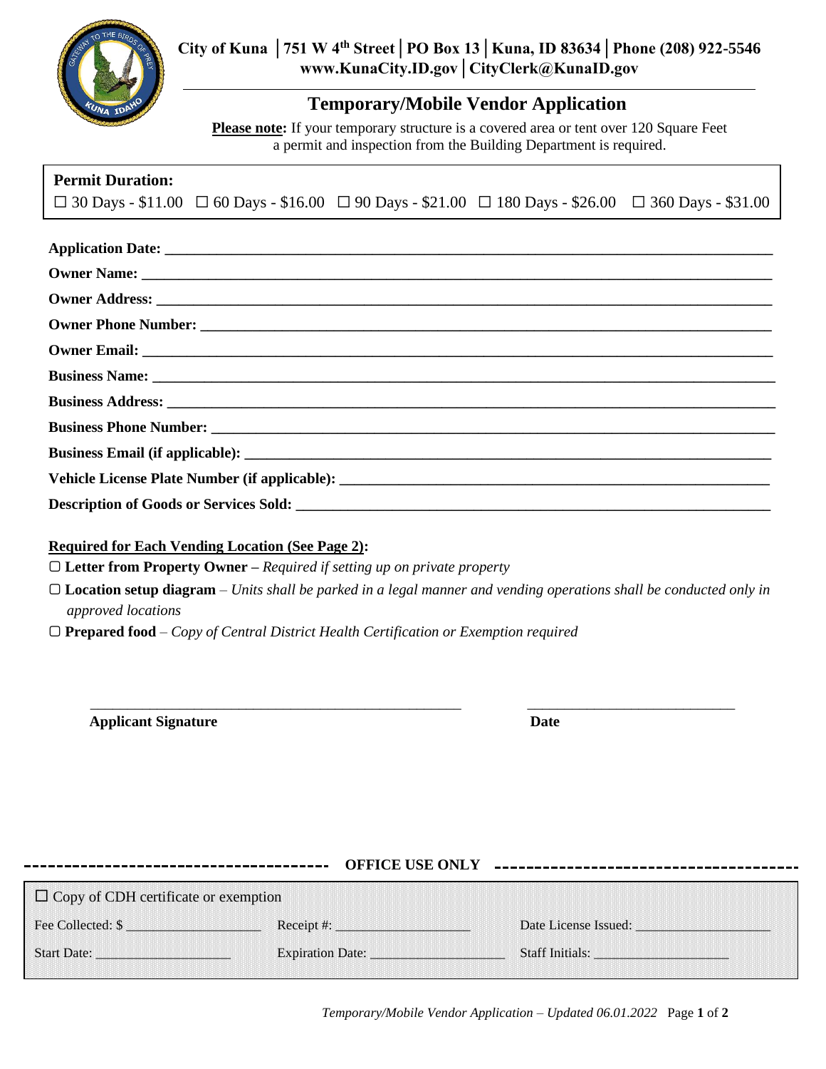**City of Kuna │751 W 4th Street│PO Box 13│Kuna, ID 83634│Phone (208) 922-5546**
**www.KunaCity.ID.gov│CityClerk@KunaID.gov**

# Temporary/Mobile Vendor Application

**Please note:** If your temporary structure is a covered area or tent over 120 Square Feet a permit and inspection from the Building Department is required.

**Permit Duration:**
☐ 30 Days - $11.00 ☐ 60 Days - $16.00 ☐ 90 Days - $21.00 ☐ 180 Days - $26.00 ☐ 360 Days - $31.00

**Application Date:** ___________________________________________

**Owner Name:** ___________________________________________

**Owner Address:** ___________________________________________

**Owner Phone Number:** ___________________________________________

**Owner Email:** ___________________________________________

**Business Name:** ___________________________________________

**Business Address:** ___________________________________________

**Business Phone Number:** ___________________________________________

**Business Email (if applicable):** ___________________________________________

**Vehicle License Plate Number (if applicable):** ___________________________________________

**Description of Goods or Services Sold:** ___________________________________________

**Required for Each Vending Location (See Page 2):**

- ▢ **Letter from Property Owner –** *Required if setting up on private property*
- ▢ **Location setup diagram** – *Units shall be parked in a legal manner and vending operations shall be conducted only in approved locations*
- ▢ **Prepared food** – *Copy of Central District Health Certification or Exemption required*

___________________________________________ ____________________________

**Applicant Signature** **Date**

**OFFICE USE ONLY**

☐ Copy of CDH certificate or exemption

| | | |
|---|---|---|
| Fee Collected: $ ____________ | Receipt #: ____________ | Date License Issued: ____________ |
| Start Date: ____________ | Expiration Date: ____________ | Staff Initials: ____________ |

*Temporary/Mobile Vendor Application – Updated 06.01.2022*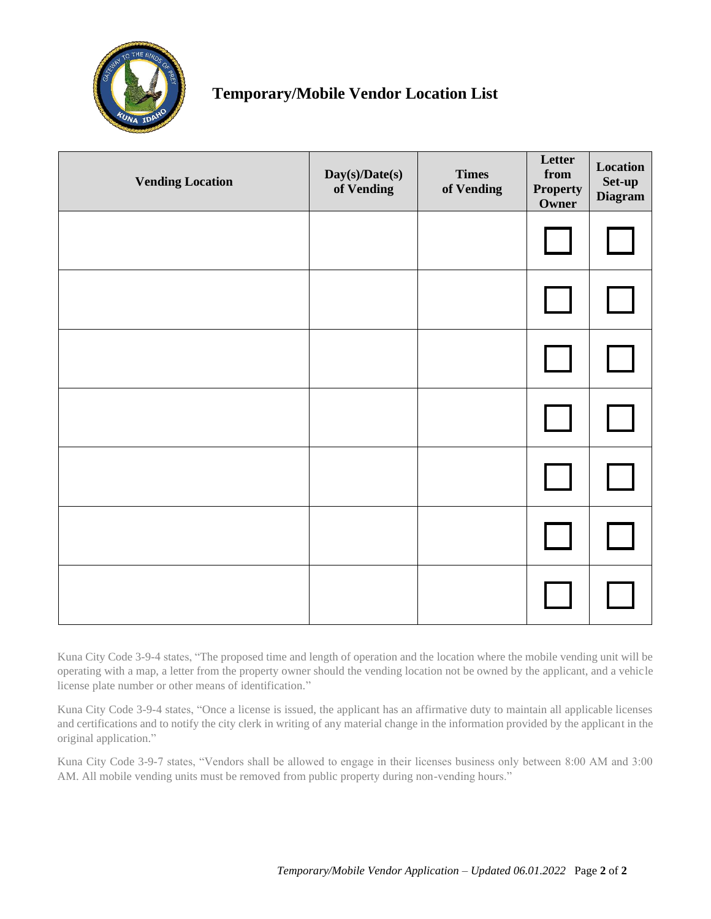# Temporary/Mobile Vendor Location List

| Vending Location | Day(s)/Date(s) of Vending | Times of Vending | Letter from Property Owner | Location Set-up Diagram |
|---|---|---|---|---|
| | | | ☐ | ☐ |
| | | | ☐ | ☐ |
| | | | ☐ | ☐ |
| | | | ☐ | ☐ |
| | | | ☐ | ☐ |
| | | | ☐ | ☐ |
| | | | ☐ | ☐ |

Kuna City Code 3-9-4 states, "The proposed time and length of operation and the location where the mobile vending unit will be operating with a map, a letter from the property owner should the vending location not be owned by the applicant, and a vehicle license plate number or other means of identification."

Kuna City Code 3-9-4 states, "Once a license is issued, the applicant has an affirmative duty to maintain all applicable licenses and certifications and to notify the city clerk in writing of any material change in the information provided by the applicant in the original application."

Kuna City Code 3-9-7 states, "Vendors shall be allowed to engage in their licenses business only between 8:00 AM and 3:00 AM. All mobile vending units must be removed from public property during non-vending hours."